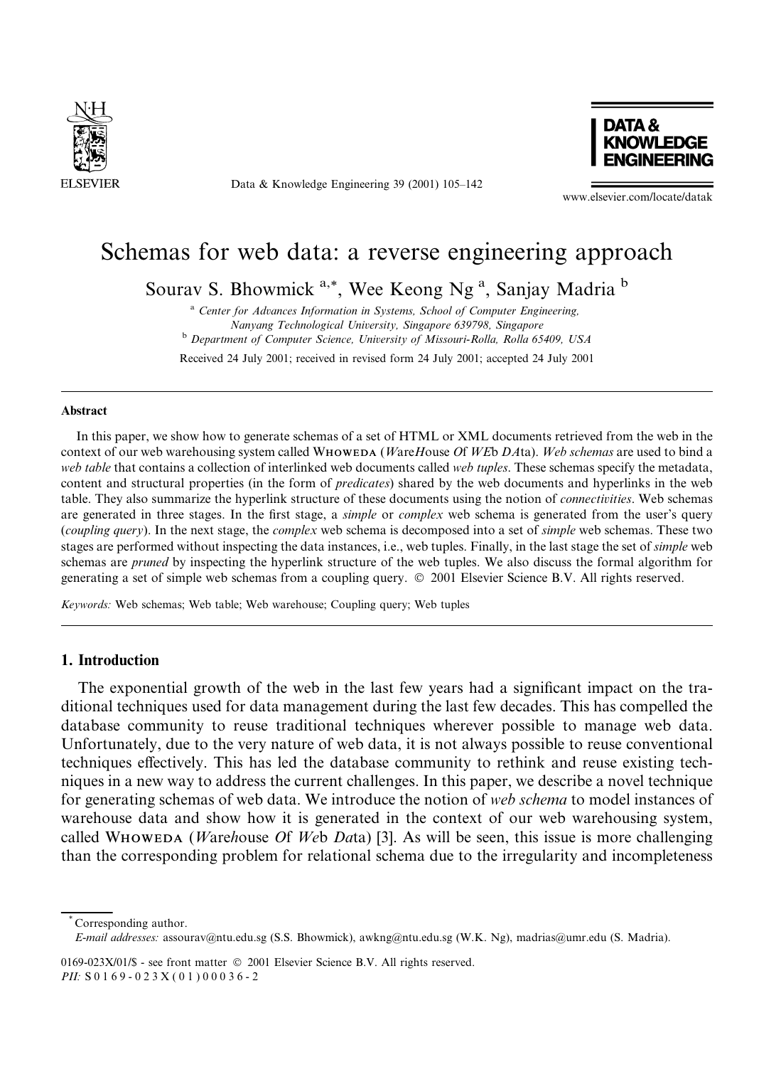# Schemas for web data: a reverse engineering approach

Sourav S. Bhowmick [a,*], Wee Keong Ng [a], Sanjay Madria [b]

[a] *Center for Advances Information in Systems, School of Computer Engineering, Nanyang Technological University, Singapore 639798, Singapore*

[b] *Department of Computer Science, University of Missouri-Rolla, Rolla 65409, USA*

Received 24 July 2001; received in revised form 24 July 2001; accepted 24 July 2001

## Abstract

In this paper, we show how to generate schemas of a set of HTML or XML documents retrieved from the web in the context of our web warehousing system called WHOWEDA (*W*are*H*ouse *O*f *WE*b *DA*ta). *Web schemas* are used to bind a *web table* that contains a collection of interlinked web documents called *web tuples*. These schemas specify the metadata, content and structural properties (in the form of *predicates*) shared by the web documents and hyperlinks in the web table. They also summarize the hyperlink structure of these documents using the notion of *connectivities*. Web schemas are generated in three stages. In the first stage, a *simple* or *complex* web schema is generated from the user's query (*coupling query*). In the next stage, the *complex* web schema is decomposed into a set of *simple* web schemas. These two stages are performed without inspecting the data instances, i.e., web tuples. Finally, in the last stage the set of *simple* web schemas are *pruned* by inspecting the hyperlink structure of the web tuples. We also discuss the formal algorithm for generating a set of simple web schemas from a coupling query. © 2001 Elsevier Science B.V. All rights reserved.

*Keywords:* Web schemas; Web table; Web warehouse; Coupling query; Web tuples

## 1. Introduction

The exponential growth of the web in the last few years had a significant impact on the traditional techniques used for data management during the last few decades. This has compelled the database community to reuse traditional techniques wherever possible to manage web data. Unfortunately, due to the very nature of web data, it is not always possible to reuse conventional techniques effectively. This has led the database community to rethink and reuse existing techniques in a new way to address the current challenges. In this paper, we describe a novel technique for generating schemas of web data. We introduce the notion of *web schema* to model instances of warehouse data and show how it is generated in the context of our web warehousing system, called WHOWEDA (*W*are*h*ouse *O*f *We*b *Da*ta) [3]. As will be seen, this issue is more challenging than the corresponding problem for relational schema due to the irregularity and incompleteness

---

[*] Corresponding author.

*E-mail addresses:* assourav@ntu.edu.sg (S.S. Bhowmick), awkng@ntu.edu.sg (W.K. Ng), madrias@umr.edu (S. Madria).

0169-023X/01/$ - see front matter © 2001 Elsevier Science B.V. All rights reserved.
*PII:* S 0 1 6 9 - 0 2 3 X ( 0 1 ) 0 0 0 3 6 - 2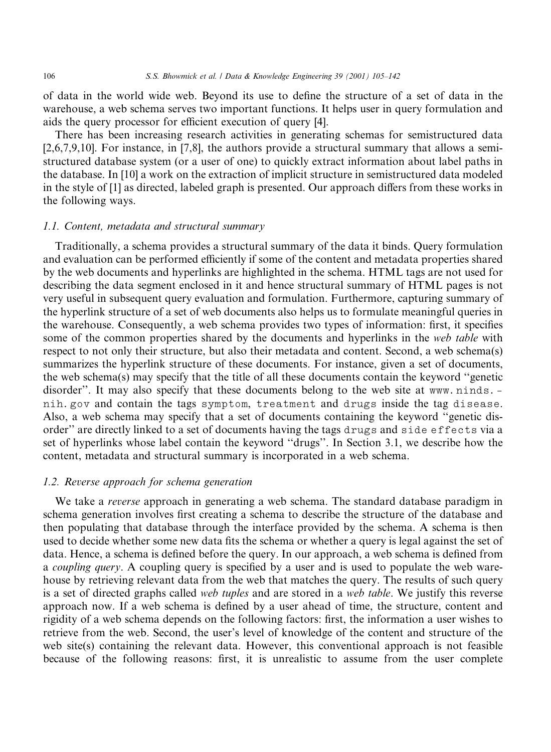of data in the world wide web. Beyond its use to define the structure of a set of data in the warehouse, a web schema serves two important functions. It helps user in query formulation and aids the query processor for efficient execution of query [4].

There has been increasing research activities in generating schemas for semistructured data [2,6,7,9,10]. For instance, in [7,8], the authors provide a structural summary that allows a semistructured database system (or a user of one) to quickly extract information about label paths in the database. In [10] a work on the extraction of implicit structure in semistructured data modeled in the style of [1] as directed, labeled graph is presented. Our approach differs from these works in the following ways.

### 1.1. Content, metadata and structural summary

Traditionally, a schema provides a structural summary of the data it binds. Query formulation and evaluation can be performed efficiently if some of the content and metadata properties shared by the web documents and hyperlinks are highlighted in the schema. HTML tags are not used for describing the data segment enclosed in it and hence structural summary of HTML pages is not very useful in subsequent query evaluation and formulation. Furthermore, capturing summary of the hyperlink structure of a set of web documents also helps us to formulate meaningful queries in the warehouse. Consequently, a web schema provides two types of information: first, it specifies some of the common properties shared by the documents and hyperlinks in the *web table* with respect to not only their structure, but also their metadata and content. Second, a web schema(s) summarizes the hyperlink structure of these documents. For instance, given a set of documents, the web schema(s) may specify that the title of all these documents contain the keyword "genetic disorder". It may also specify that these documents belong to the web site at `www.ninds.nih.gov` and contain the tags `symptom`, `treatment` and `drugs` inside the tag `disease`. Also, a web schema may specify that a set of documents containing the keyword "genetic disorder" are directly linked to a set of documents having the tags `drugs` and `side effects` via a set of hyperlinks whose label contain the keyword "drugs". In Section 3.1, we describe how the content, metadata and structural summary is incorporated in a web schema.

### 1.2. Reverse approach for schema generation

We take a *reverse* approach in generating a web schema. The standard database paradigm in schema generation involves first creating a schema to describe the structure of the database and then populating that database through the interface provided by the schema. A schema is then used to decide whether some new data fits the schema or whether a query is legal against the set of data. Hence, a schema is defined before the query. In our approach, a web schema is defined from a *coupling query*. A coupling query is specified by a user and is used to populate the web warehouse by retrieving relevant data from the web that matches the query. The results of such query is a set of directed graphs called *web tuples* and are stored in a *web table*. We justify this reverse approach now. If a web schema is defined by a user ahead of time, the structure, content and rigidity of a web schema depends on the following factors: first, the information a user wishes to retrieve from the web. Second, the user's level of knowledge of the content and structure of the web site(s) containing the relevant data. However, this conventional approach is not feasible because of the following reasons: first, it is unrealistic to assume from the user complete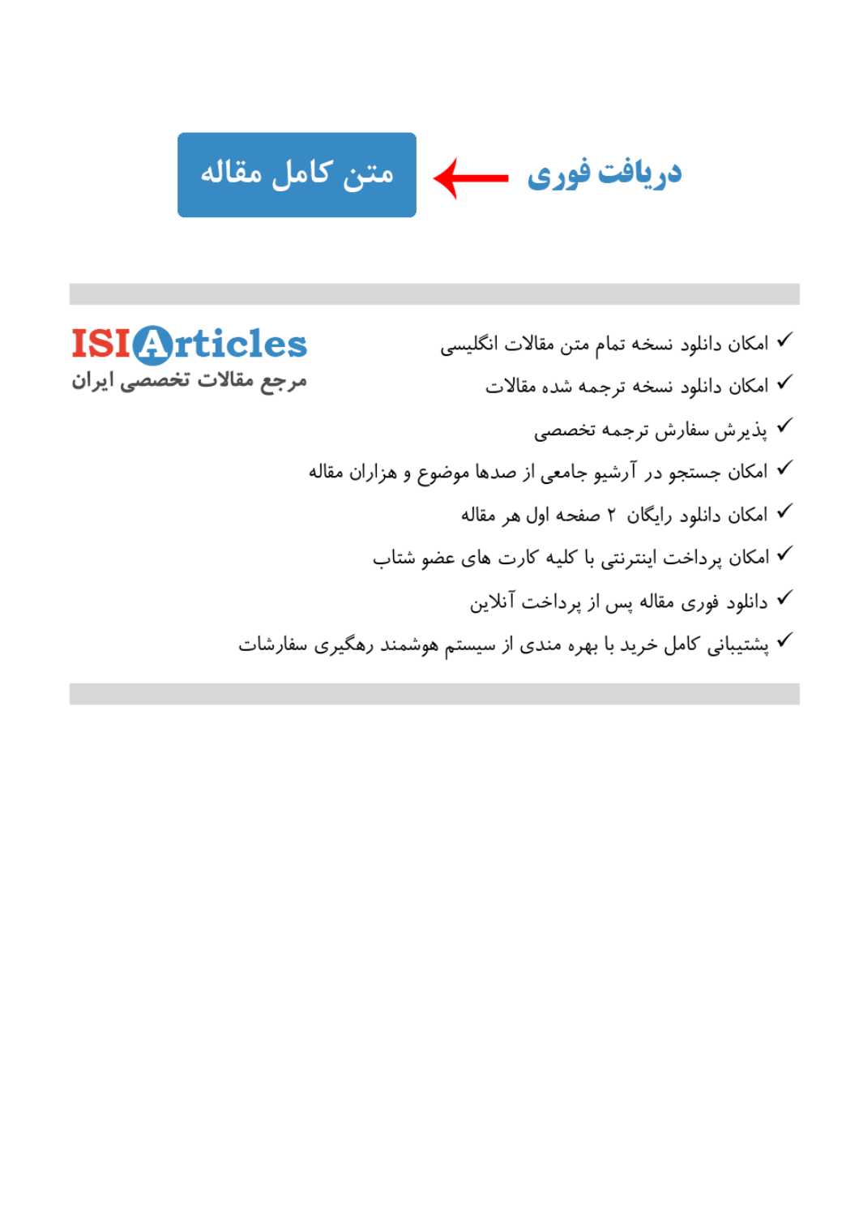**دریافت فوری** ← **متن کامل مقاله**

---

**ISIArticles**
**مرجع مقالات تخصصی ایران**

- ✓ امکان دانلود نسخه تمام متن مقالات انگلیسی
- ✓ امکان دانلود نسخه ترجمه شده مقالات
- ✓ پذیرش سفارش ترجمه تخصصی
- ✓ امکان جستجو در آرشیو جامعی از صدها موضوع و هزاران مقاله
- ✓ امکان دانلود رایگان ۲ صفحه اول هر مقاله
- ✓ امکان پرداخت اینترنتی با کلیه کارت های عضو شتاب
- ✓ دانلود فوری مقاله پس از پرداخت آنلاین
- ✓ پشتیبانی کامل خرید با بهره مندی از سیستم هوشمند رهگیری سفارشات

---